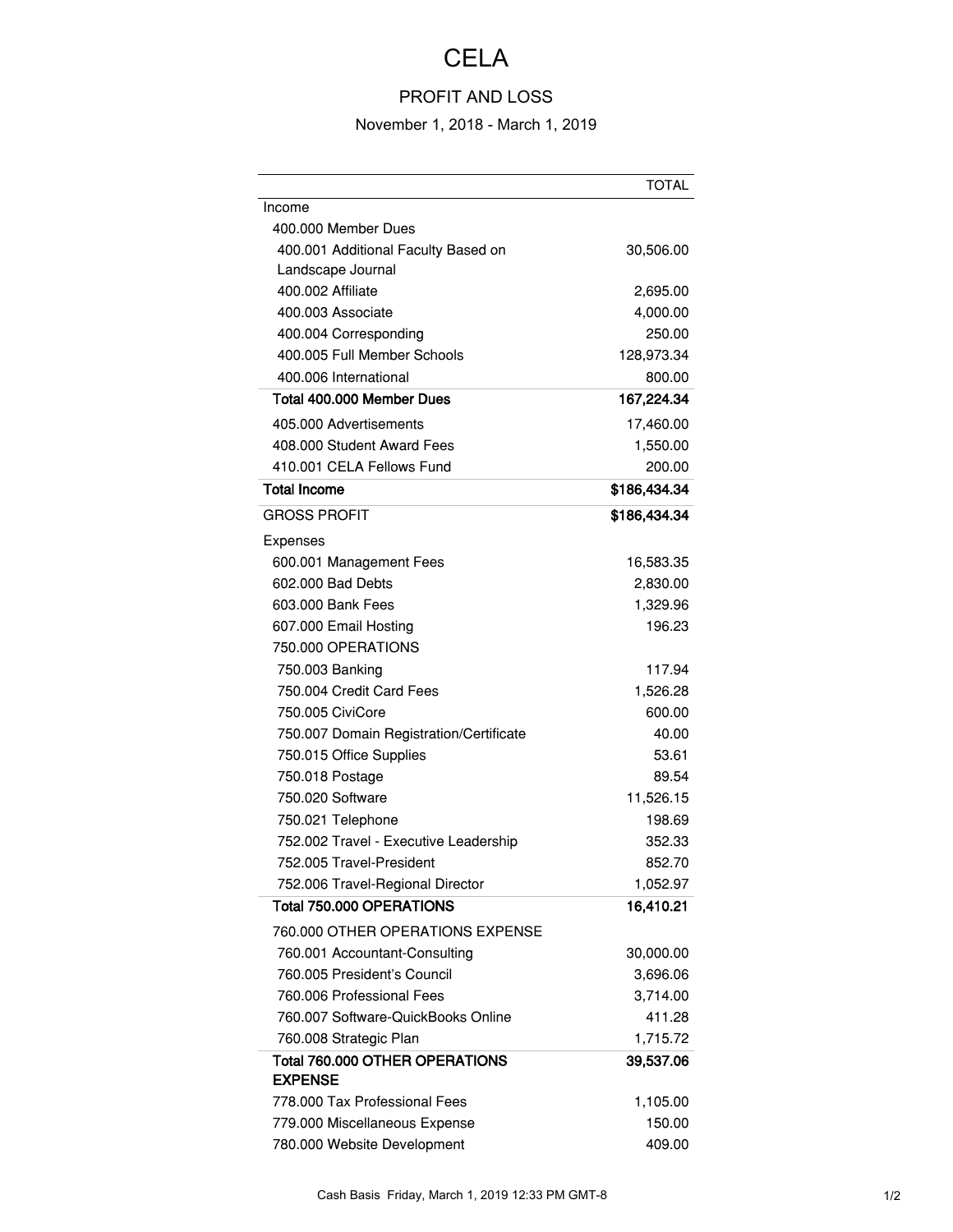# CELA

## PROFIT AND LOSS

November 1, 2018 - March 1, 2019

| | TOTAL |
|---|---|
| Income | |
| 400.000 Member Dues | |
| 400.001 Additional Faculty Based on Landscape Journal | 30,506.00 |
| 400.002 Affiliate | 2,695.00 |
| 400.003 Associate | 4,000.00 |
| 400.004 Corresponding | 250.00 |
| 400.005 Full Member Schools | 128,973.34 |
| 400.006 International | 800.00 |
| **Total 400.000 Member Dues** | **167,224.34** |
| 405.000 Advertisements | 17,460.00 |
| 408.000 Student Award Fees | 1,550.00 |
| 410.001 CELA Fellows Fund | 200.00 |
| **Total Income** | **$186,434.34** |
| GROSS PROFIT | **$186,434.34** |
| Expenses | |
| 600.001 Management Fees | 16,583.35 |
| 602.000 Bad Debts | 2,830.00 |
| 603.000 Bank Fees | 1,329.96 |
| 607.000 Email Hosting | 196.23 |
| 750.000 OPERATIONS | |
| 750.003 Banking | 117.94 |
| 750.004 Credit Card Fees | 1,526.28 |
| 750.005 CiviCore | 600.00 |
| 750.007 Domain Registration/Certificate | 40.00 |
| 750.015 Office Supplies | 53.61 |
| 750.018 Postage | 89.54 |
| 750.020 Software | 11,526.15 |
| 750.021 Telephone | 198.69 |
| 752.002 Travel - Executive Leadership | 352.33 |
| 752.005 Travel-President | 852.70 |
| 752.006 Travel-Regional Director | 1,052.97 |
| **Total 750.000 OPERATIONS** | **16,410.21** |
| 760.000 OTHER OPERATIONS EXPENSE | |
| 760.001 Accountant-Consulting | 30,000.00 |
| 760.005 President's Council | 3,696.06 |
| 760.006 Professional Fees | 3,714.00 |
| 760.007 Software-QuickBooks Online | 411.28 |
| 760.008 Strategic Plan | 1,715.72 |
| **Total 760.000 OTHER OPERATIONS EXPENSE** | **39,537.06** |
| 778.000 Tax Professional Fees | 1,105.00 |
| 779.000 Miscellaneous Expense | 150.00 |
| 780.000 Website Development | 409.00 |

Cash Basis Friday, March 1, 2019 12:33 PM GMT-8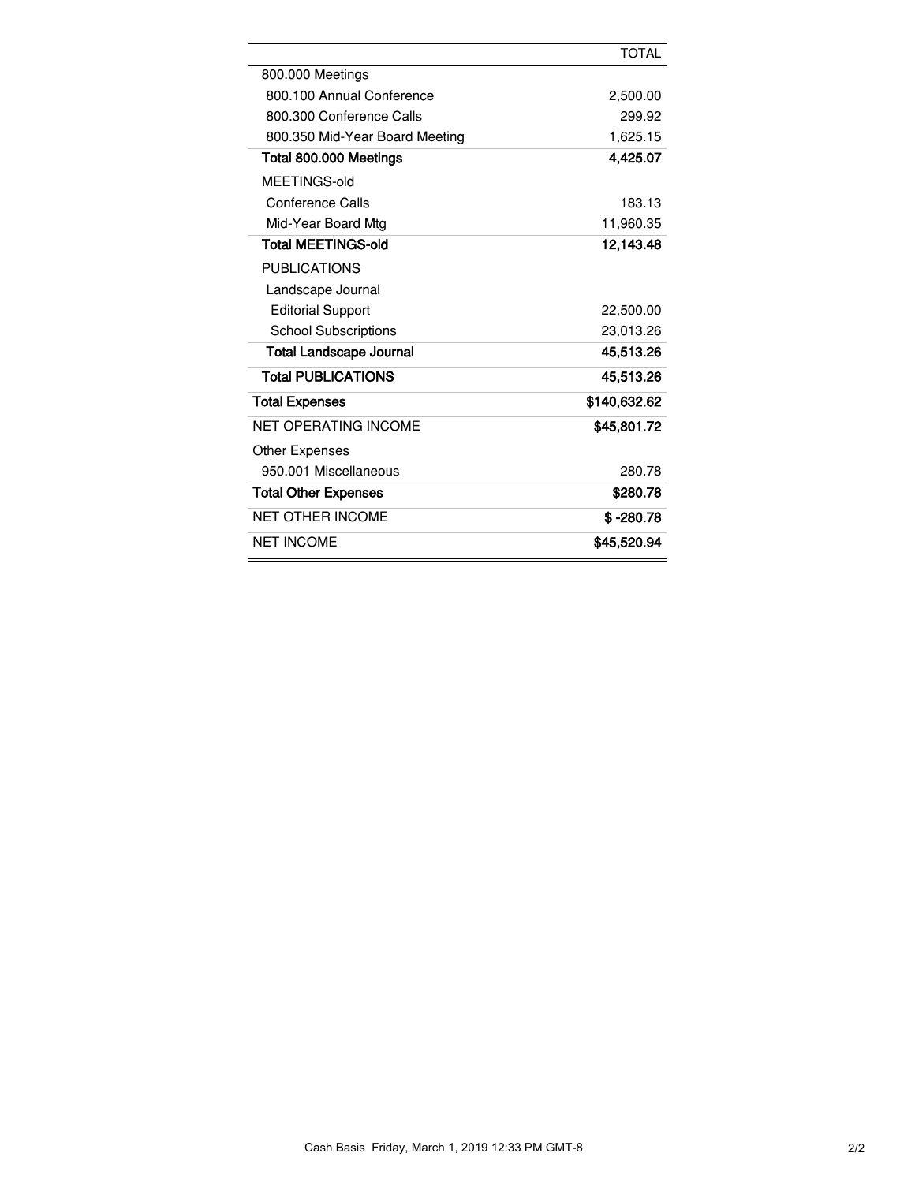| | TOTAL |
|---|---|
| 800.000 Meetings | |
| 800.100 Annual Conference | 2,500.00 |
| 800.300 Conference Calls | 299.92 |
| 800.350 Mid-Year Board Meeting | 1,625.15 |
| **Total 800.000 Meetings** | **4,425.07** |
| MEETINGS-old | |
| Conference Calls | 183.13 |
| Mid-Year Board Mtg | 11,960.35 |
| **Total MEETINGS-old** | **12,143.48** |
| PUBLICATIONS | |
| Landscape Journal | |
| Editorial Support | 22,500.00 |
| School Subscriptions | 23,013.26 |
| **Total Landscape Journal** | **45,513.26** |
| **Total PUBLICATIONS** | **45,513.26** |
| **Total Expenses** | **$140,632.62** |
| NET OPERATING INCOME | **$45,801.72** |
| Other Expenses | |
| 950.001 Miscellaneous | 280.78 |
| **Total Other Expenses** | **$280.78** |
| NET OTHER INCOME | **$ -280.78** |
| NET INCOME | **$45,520.94** |

Cash Basis Friday, March 1, 2019 12:33 PM GMT-8